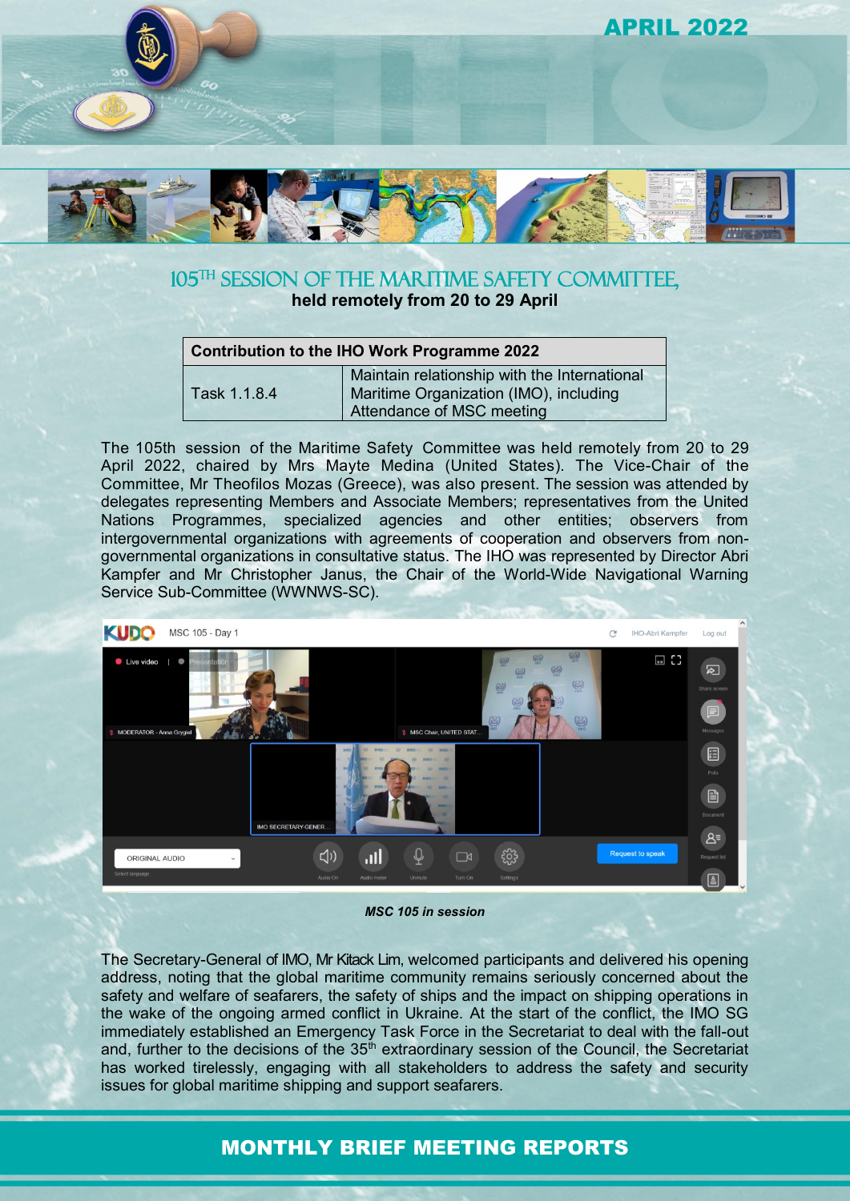# 105[TH] SESSION OF THE MARITIME SAFETY COMMITTEE,

**held remotely from 20 to 29 April**

| Contribution to the IHO Work Programme 2022 | |
|---|---|
| Task 1.1.8.4 | Maintain relationship with the International Maritime Organization (IMO), including Attendance of MSC meeting |

The 105th session of the Maritime Safety Committee was held remotely from 20 to 29 April 2022, chaired by Mrs Mayte Medina (United States). The Vice-Chair of the Committee, Mr Theofilos Mozas (Greece), was also present. The session was attended by delegates representing Members and Associate Members; representatives from the United Nations Programmes, specialized agencies and other entities; observers from intergovernmental organizations with agreements of cooperation and observers from non-governmental organizations in consultative status. The IHO was represented by Director Abri Kampfer and Mr Christopher Janus, the Chair of the World-Wide Navigational Warning Service Sub-Committee (WWNWS-SC).

***MSC 105 in session***

The Secretary-General of IMO, Mr Kitack Lim, welcomed participants and delivered his opening address, noting that the global maritime community remains seriously concerned about the safety and welfare of seafarers, the safety of ships and the impact on shipping operations in the wake of the ongoing armed conflict in Ukraine. At the start of the conflict, the IMO SG immediately established an Emergency Task Force in the Secretariat to deal with the fall-out and, further to the decisions of the 35[th] extraordinary session of the Council, the Secretariat has worked tirelessly, engaging with all stakeholders to address the safety and security issues for global maritime shipping and support seafarers.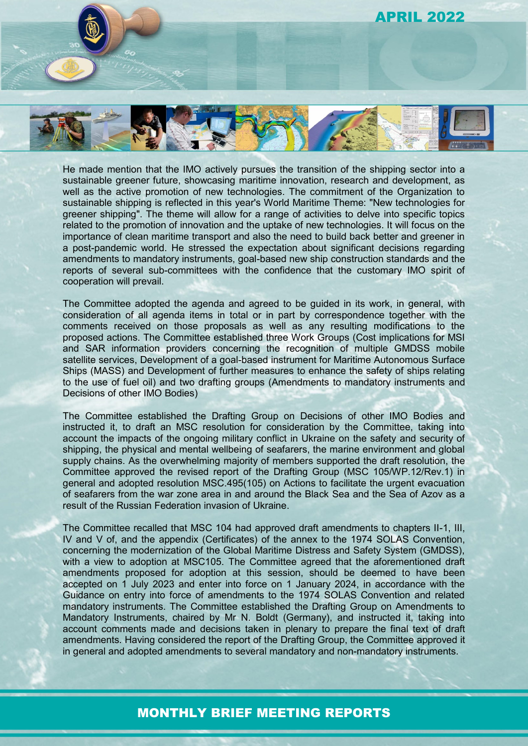He made mention that the IMO actively pursues the transition of the shipping sector into a sustainable greener future, showcasing maritime innovation, research and development, as well as the active promotion of new technologies. The commitment of the Organization to sustainable shipping is reflected in this year's World Maritime Theme: "New technologies for greener shipping". The theme will allow for a range of activities to delve into specific topics related to the promotion of innovation and the uptake of new technologies. It will focus on the importance of clean maritime transport and also the need to build back better and greener in a post-pandemic world. He stressed the expectation about significant decisions regarding amendments to mandatory instruments, goal-based new ship construction standards and the reports of several sub-committees with the confidence that the customary IMO spirit of cooperation will prevail.

The Committee adopted the agenda and agreed to be guided in its work, in general, with consideration of all agenda items in total or in part by correspondence together with the comments received on those proposals as well as any resulting modifications to the proposed actions. The Committee established three Work Groups (Cost implications for MSI and SAR information providers concerning the recognition of multiple GMDSS mobile satellite services, Development of a goal-based instrument for Maritime Autonomous Surface Ships (MASS) and Development of further measures to enhance the safety of ships relating to the use of fuel oil) and two drafting groups (Amendments to mandatory instruments and Decisions of other IMO Bodies)

The Committee established the Drafting Group on Decisions of other IMO Bodies and instructed it, to draft an MSC resolution for consideration by the Committee, taking into account the impacts of the ongoing military conflict in Ukraine on the safety and security of shipping, the physical and mental wellbeing of seafarers, the marine environment and global supply chains. As the overwhelming majority of members supported the draft resolution, the Committee approved the revised report of the Drafting Group (MSC 105/WP.12/Rev.1) in general and adopted resolution MSC.495(105) on Actions to facilitate the urgent evacuation of seafarers from the war zone area in and around the Black Sea and the Sea of Azov as a result of the Russian Federation invasion of Ukraine.

The Committee recalled that MSC 104 had approved draft amendments to chapters II-1, III, IV and V of, and the appendix (Certificates) of the annex to the 1974 SOLAS Convention, concerning the modernization of the Global Maritime Distress and Safety System (GMDSS), with a view to adoption at MSC105. The Committee agreed that the aforementioned draft amendments proposed for adoption at this session, should be deemed to have been accepted on 1 July 2023 and enter into force on 1 January 2024, in accordance with the Guidance on entry into force of amendments to the 1974 SOLAS Convention and related mandatory instruments. The Committee established the Drafting Group on Amendments to Mandatory Instruments, chaired by Mr N. Boldt (Germany), and instructed it, taking into account comments made and decisions taken in plenary to prepare the final text of draft amendments. Having considered the report of the Drafting Group, the Committee approved it in general and adopted amendments to several mandatory and non-mandatory instruments.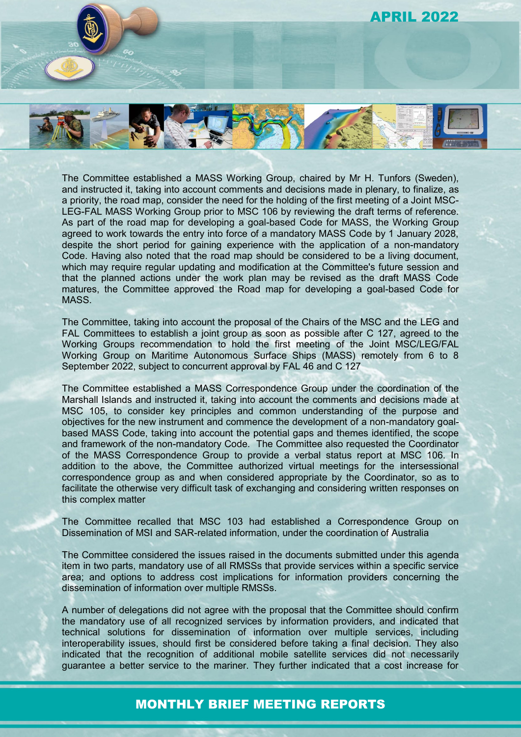The Committee established a MASS Working Group, chaired by Mr H. Tunfors (Sweden), and instructed it, taking into account comments and decisions made in plenary, to finalize, as a priority, the road map, consider the need for the holding of the first meeting of a Joint MSC-LEG-FAL MASS Working Group prior to MSC 106 by reviewing the draft terms of reference. As part of the road map for developing a goal-based Code for MASS, the Working Group agreed to work towards the entry into force of a mandatory MASS Code by 1 January 2028, despite the short period for gaining experience with the application of a non-mandatory Code. Having also noted that the road map should be considered to be a living document, which may require regular updating and modification at the Committee's future session and that the planned actions under the work plan may be revised as the draft MASS Code matures, the Committee approved the Road map for developing a goal-based Code for MASS.

The Committee, taking into account the proposal of the Chairs of the MSC and the LEG and FAL Committees to establish a joint group as soon as possible after C 127, agreed to the Working Groups recommendation to hold the first meeting of the Joint MSC/LEG/FAL Working Group on Maritime Autonomous Surface Ships (MASS) remotely from 6 to 8 September 2022, subject to concurrent approval by FAL 46 and C 127

The Committee established a MASS Correspondence Group under the coordination of the Marshall Islands and instructed it, taking into account the comments and decisions made at MSC 105, to consider key principles and common understanding of the purpose and objectives for the new instrument and commence the development of a non-mandatory goal-based MASS Code, taking into account the potential gaps and themes identified, the scope and framework of the non-mandatory Code. The Committee also requested the Coordinator of the MASS Correspondence Group to provide a verbal status report at MSC 106. In addition to the above, the Committee authorized virtual meetings for the intersessional correspondence group as and when considered appropriate by the Coordinator, so as to facilitate the otherwise very difficult task of exchanging and considering written responses on this complex matter

The Committee recalled that MSC 103 had established a Correspondence Group on Dissemination of MSI and SAR-related information, under the coordination of Australia

The Committee considered the issues raised in the documents submitted under this agenda item in two parts, mandatory use of all RMSSs that provide services within a specific service area; and options to address cost implications for information providers concerning the dissemination of information over multiple RMSSs.

A number of delegations did not agree with the proposal that the Committee should confirm the mandatory use of all recognized services by information providers, and indicated that technical solutions for dissemination of information over multiple services, including interoperability issues, should first be considered before taking a final decision. They also indicated that the recognition of additional mobile satellite services did not necessarily guarantee a better service to the mariner. They further indicated that a cost increase for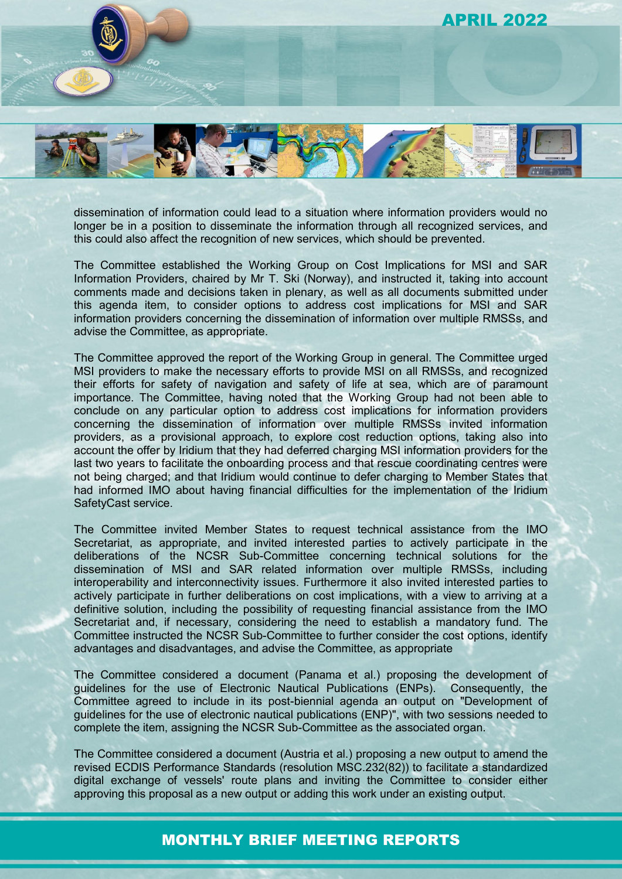dissemination of information could lead to a situation where information providers would no longer be in a position to disseminate the information through all recognized services, and this could also affect the recognition of new services, which should be prevented.

The Committee established the Working Group on Cost Implications for MSI and SAR Information Providers, chaired by Mr T. Ski (Norway), and instructed it, taking into account comments made and decisions taken in plenary, as well as all documents submitted under this agenda item, to consider options to address cost implications for MSI and SAR information providers concerning the dissemination of information over multiple RMSSs, and advise the Committee, as appropriate.

The Committee approved the report of the Working Group in general. The Committee urged MSI providers to make the necessary efforts to provide MSI on all RMSSs, and recognized their efforts for safety of navigation and safety of life at sea, which are of paramount importance. The Committee, having noted that the Working Group had not been able to conclude on any particular option to address cost implications for information providers concerning the dissemination of information over multiple RMSSs invited information providers, as a provisional approach, to explore cost reduction options, taking also into account the offer by Iridium that they had deferred charging MSI information providers for the last two years to facilitate the onboarding process and that rescue coordinating centres were not being charged; and that Iridium would continue to defer charging to Member States that had informed IMO about having financial difficulties for the implementation of the Iridium SafetyCast service.

The Committee invited Member States to request technical assistance from the IMO Secretariat, as appropriate, and invited interested parties to actively participate in the deliberations of the NCSR Sub-Committee concerning technical solutions for the dissemination of MSI and SAR related information over multiple RMSSs, including interoperability and interconnectivity issues. Furthermore it also invited interested parties to actively participate in further deliberations on cost implications, with a view to arriving at a definitive solution, including the possibility of requesting financial assistance from the IMO Secretariat and, if necessary, considering the need to establish a mandatory fund. The Committee instructed the NCSR Sub-Committee to further consider the cost options, identify advantages and disadvantages, and advise the Committee, as appropriate

The Committee considered a document (Panama et al.) proposing the development of guidelines for the use of Electronic Nautical Publications (ENPs). Consequently, the Committee agreed to include in its post-biennial agenda an output on "Development of guidelines for the use of electronic nautical publications (ENP)", with two sessions needed to complete the item, assigning the NCSR Sub-Committee as the associated organ.

The Committee considered a document (Austria et al.) proposing a new output to amend the revised ECDIS Performance Standards (resolution MSC.232(82)) to facilitate a standardized digital exchange of vessels' route plans and inviting the Committee to consider either approving this proposal as a new output or adding this work under an existing output.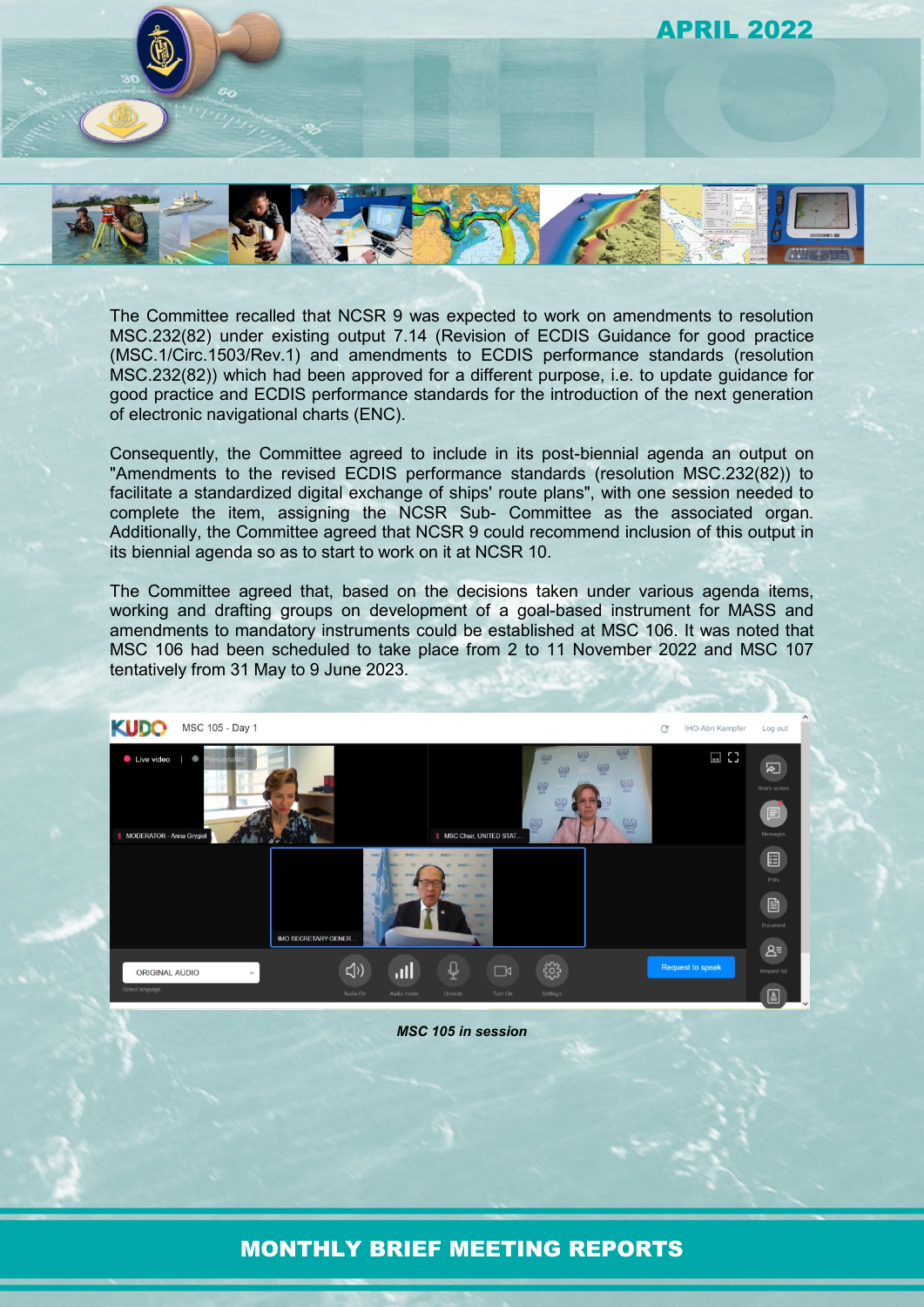The Committee recalled that NCSR 9 was expected to work on amendments to resolution MSC.232(82) under existing output 7.14 (Revision of ECDIS Guidance for good practice (MSC.1/Circ.1503/Rev.1) and amendments to ECDIS performance standards (resolution MSC.232(82)) which had been approved for a different purpose, i.e. to update guidance for good practice and ECDIS performance standards for the introduction of the next generation of electronic navigational charts (ENC).

Consequently, the Committee agreed to include in its post-biennial agenda an output on "Amendments to the revised ECDIS performance standards (resolution MSC.232(82)) to facilitate a standardized digital exchange of ships' route plans", with one session needed to complete the item, assigning the NCSR Sub- Committee as the associated organ. Additionally, the Committee agreed that NCSR 9 could recommend inclusion of this output in its biennial agenda so as to start to work on it at NCSR 10.

The Committee agreed that, based on the decisions taken under various agenda items, working and drafting groups on development of a goal-based instrument for MASS and amendments to mandatory instruments could be established at MSC 106. It was noted that MSC 106 had been scheduled to take place from 2 to 11 November 2022 and MSC 107 tentatively from 31 May to 9 June 2023.

*MSC 105 in session*